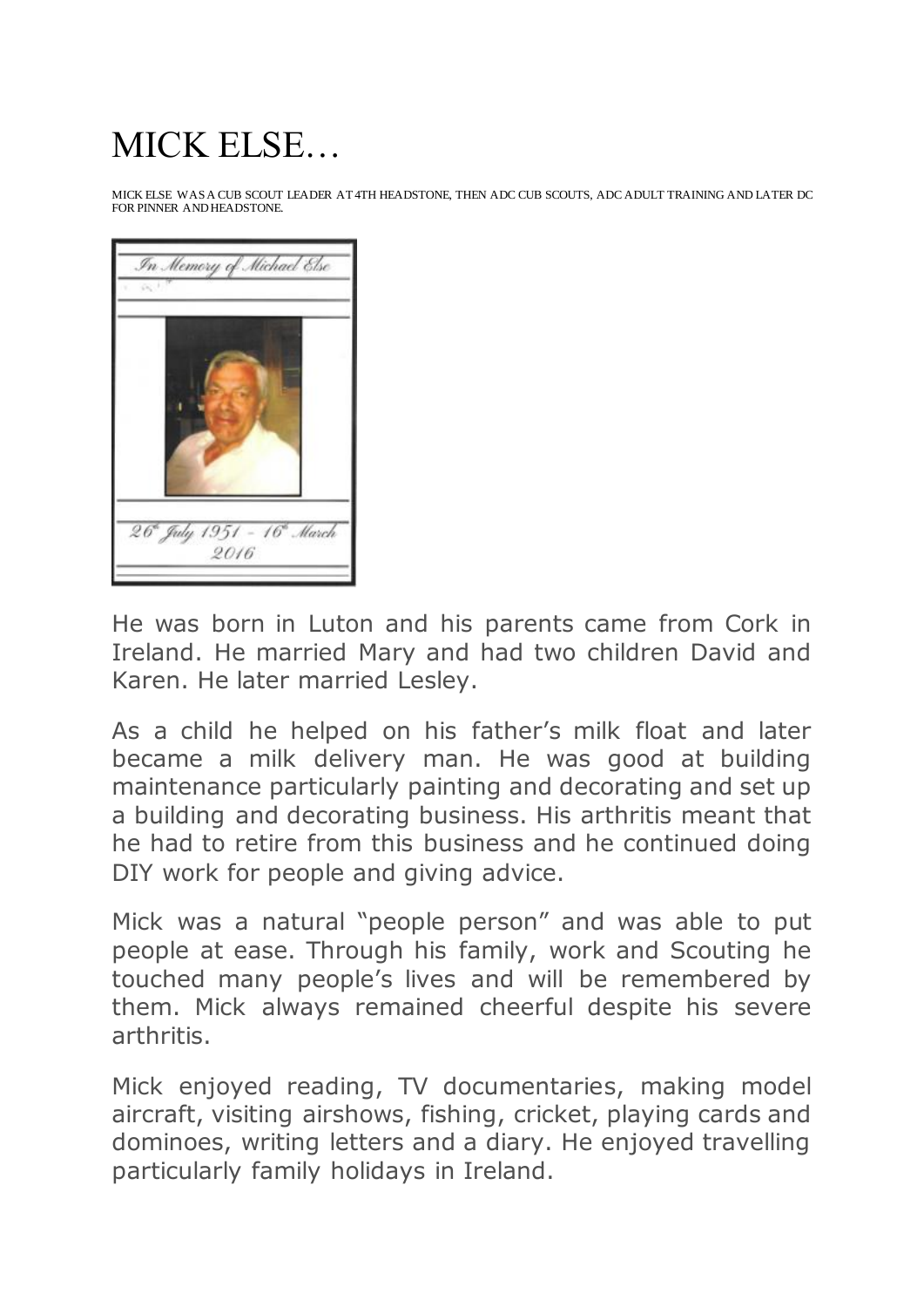# MICK ELSE…

MICK ELSE WAS A CUB SCOUT LEADER AT 4TH HEADSTONE, THEN ADC CUB SCOUTS, ADC ADULT TRAINING AND LATER DC FOR PINNER AND HEADSTONE.

In Memory of Michael Else

26th July 1951 - 16th March 2016

He was born in Luton and his parents came from Cork in Ireland. He married Mary and had two children David and Karen. He later married Lesley.

As a child he helped on his father's milk float and later became a milk delivery man. He was good at building maintenance particularly painting and decorating and set up a building and decorating business. His arthritis meant that he had to retire from this business and he continued doing DIY work for people and giving advice.

Mick was a natural "people person" and was able to put people at ease. Through his family, work and Scouting he touched many people's lives and will be remembered by them. Mick always remained cheerful despite his severe arthritis.

Mick enjoyed reading, TV documentaries, making model aircraft, visiting airshows, fishing, cricket, playing cards and dominoes, writing letters and a diary. He enjoyed travelling particularly family holidays in Ireland.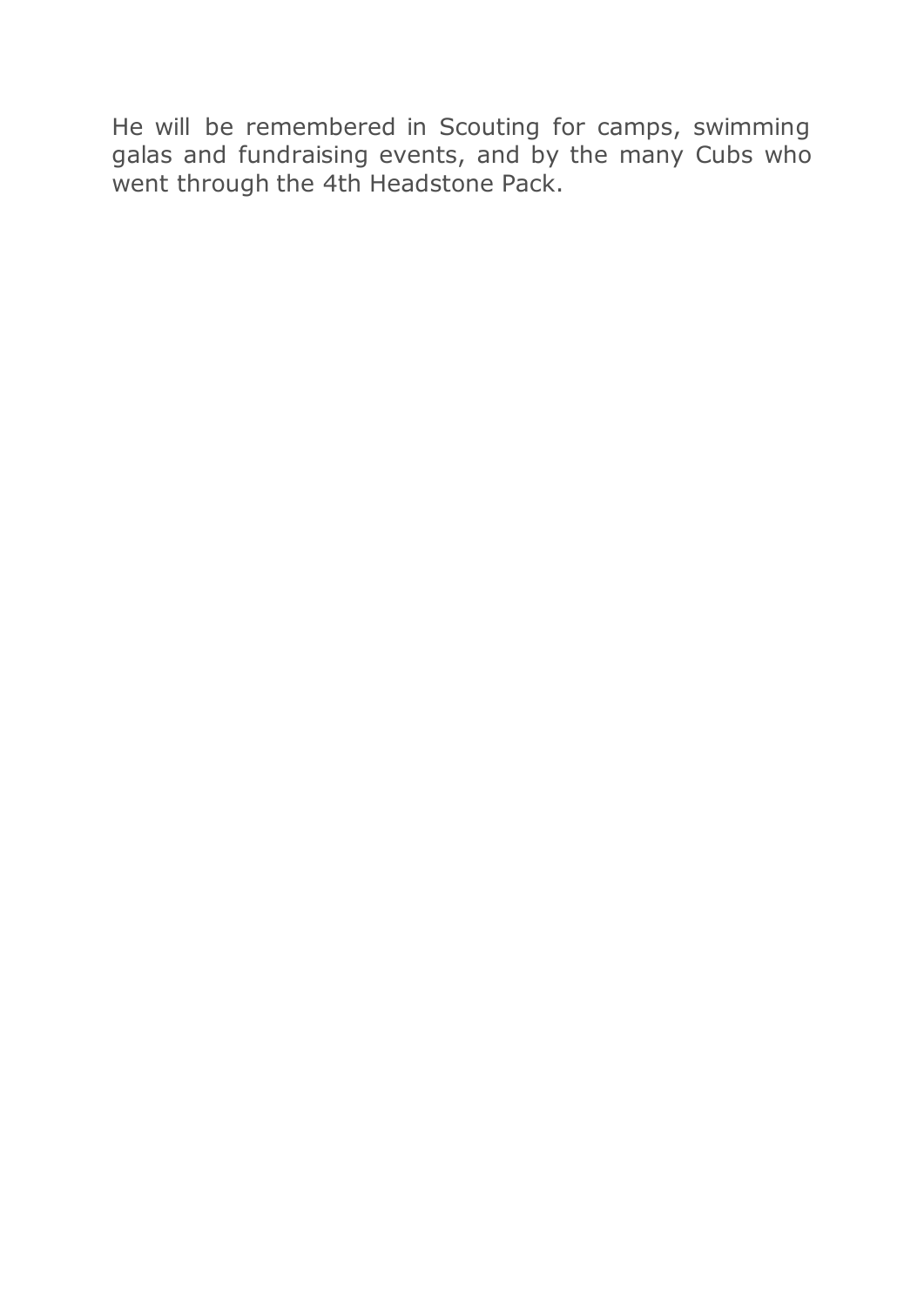He will be remembered in Scouting for camps, swimming galas and fundraising events, and by the many Cubs who went through the 4th Headstone Pack.